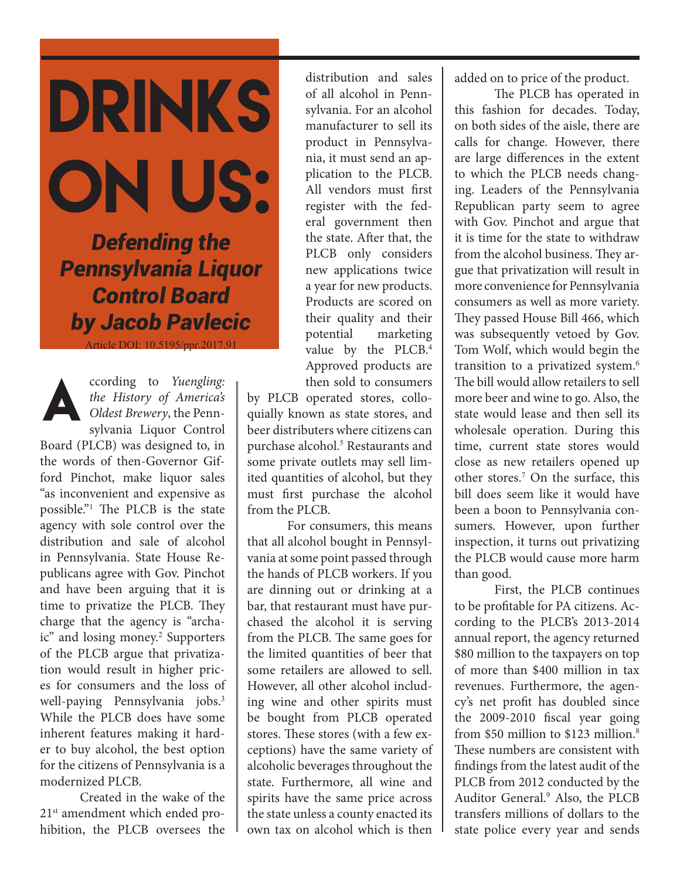# DRINKS ON US:

## *Defending the Pennsylvania Liquor Control Board*

## *by Jacob Pavlecic*

Article DOI: 10.5195/ppr.2017.91

According to *Yuengling: the History of America's Oldest Brewery*, the Pennsylvania Liquor Control Board (PLCB) was designed to, in the words of then-Governor Gifford Pinchot, make liquor sales "as inconvenient and expensive as possible."[1] The PLCB is the state agency with sole control over the distribution and sale of alcohol in Pennsylvania. State House Republicans agree with Gov. Pinchot and have been arguing that it is time to privatize the PLCB. They charge that the agency is "archaic" and losing money.[2] Supporters of the PLCB argue that privatization would result in higher prices for consumers and the loss of well-paying Pennsylvania jobs.[3] While the PLCB does have some inherent features making it harder to buy alcohol, the best option for the citizens of Pennsylvania is a modernized PLCB.

Created in the wake of the 21st amendment which ended prohibition, the PLCB oversees the distribution and sales of all alcohol in Pennsylvania. For an alcohol manufacturer to sell its product in Pennsylvania, it must send an application to the PLCB. All vendors must first register with the federal government then the state. After that, the PLCB only considers new applications twice a year for new products. Products are scored on their quality and their potential marketing value by the PLCB.[4] Approved products are then sold to consumers by PLCB operated stores, colloquially known as state stores, and beer distributers where citizens can purchase alcohol.[5] Restaurants and some private outlets may sell limited quantities of alcohol, but they must first purchase the alcohol from the PLCB.

For consumers, this means that all alcohol bought in Pennsylvania at some point passed through the hands of PLCB workers. If you are dinning out or drinking at a bar, that restaurant must have purchased the alcohol it is serving from the PLCB. The same goes for the limited quantities of beer that some retailers are allowed to sell. However, all other alcohol including wine and other spirits must be bought from PLCB operated stores. These stores (with a few exceptions) have the same variety of alcoholic beverages throughout the state. Furthermore, all wine and spirits have the same price across the state unless a county enacted its own tax on alcohol which is then added on to price of the product.

The PLCB has operated in this fashion for decades. Today, on both sides of the aisle, there are calls for change. However, there are large differences in the extent to which the PLCB needs changing. Leaders of the Pennsylvania Republican party seem to agree with Gov. Pinchot and argue that it is time for the state to withdraw from the alcohol business. They argue that privatization will result in more convenience for Pennsylvania consumers as well as more variety. They passed House Bill 466, which was subsequently vetoed by Gov. Tom Wolf, which would begin the transition to a privatized system.[6] The bill would allow retailers to sell more beer and wine to go. Also, the state would lease and then sell its wholesale operation. During this time, current state stores would close as new retailers opened up other stores.[7] On the surface, this bill does seem like it would have been a boon to Pennsylvania consumers. However, upon further inspection, it turns out privatizing the PLCB would cause more harm than good.

First, the PLCB continues to be profitable for PA citizens. According to the PLCB's 2013-2014 annual report, the agency returned \$80 million to the taxpayers on top of more than \$400 million in tax revenues. Furthermore, the agency's net profit has doubled since the 2009-2010 fiscal year going from \$50 million to \$123 million.[8] These numbers are consistent with findings from the latest audit of the PLCB from 2012 conducted by the Auditor General.[9] Also, the PLCB transfers millions of dollars to the state police every year and sends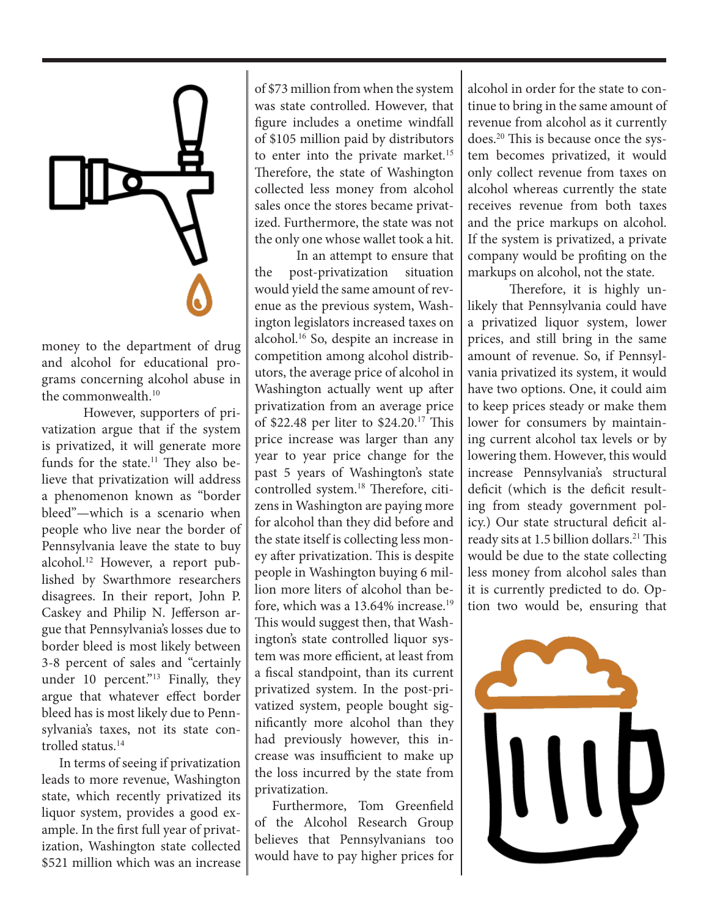money to the department of drug and alcohol for educational programs concerning alcohol abuse in the commonwealth.[10]

However, supporters of privatization argue that if the system is privatized, it will generate more funds for the state.[11] They also believe that privatization will address a phenomenon known as "border bleed"—which is a scenario when people who live near the border of Pennsylvania leave the state to buy alcohol.[12] However, a report published by Swarthmore researchers disagrees. In their report, John P. Caskey and Philip N. Jefferson argue that Pennsylvania's losses due to border bleed is most likely between 3-8 percent of sales and "certainly under 10 percent."[13] Finally, they argue that whatever effect border bleed has is most likely due to Pennsylvania's taxes, not its state controlled status.[14]

In terms of seeing if privatization leads to more revenue, Washington state, which recently privatized its liquor system, provides a good example. In the first full year of privatization, Washington state collected $521 million which was an increase of $73 million from when the system was state controlled. However, that figure includes a onetime windfall of $105 million paid by distributors to enter into the private market.[15] Therefore, the state of Washington collected less money from alcohol sales once the stores became privatized. Furthermore, the state was not the only one whose wallet took a hit.

In an attempt to ensure that the post-privatization situation would yield the same amount of revenue as the previous system, Washington legislators increased taxes on alcohol.[16] So, despite an increase in competition among alcohol distributors, the average price of alcohol in Washington actually went up after privatization from an average price of $22.48 per liter to $24.20.[17] This price increase was larger than any year to year price change for the past 5 years of Washington's state controlled system.[18] Therefore, citizens in Washington are paying more for alcohol than they did before and the state itself is collecting less money after privatization. This is despite people in Washington buying 6 million more liters of alcohol than before, which was a 13.64% increase.[19] This would suggest then, that Washington's state controlled liquor system was more efficient, at least from a fiscal standpoint, than its current privatized system. In the post-privatized system, people bought significantly more alcohol than they had previously however, this increase was insufficient to make up the loss incurred by the state from privatization.

Furthermore, Tom Greenfield of the Alcohol Research Group believes that Pennsylvanians too would have to pay higher prices for alcohol in order for the state to continue to bring in the same amount of revenue from alcohol as it currently does.[20] This is because once the system becomes privatized, it would only collect revenue from taxes on alcohol whereas currently the state receives revenue from both taxes and the price markups on alcohol. If the system is privatized, a private company would be profiting on the markups on alcohol, not the state.

Therefore, it is highly unlikely that Pennsylvania could have a privatized liquor system, lower prices, and still bring in the same amount of revenue. So, if Pennsylvania privatized its system, it would have two options. One, it could aim to keep prices steady or make them lower for consumers by maintaining current alcohol tax levels or by lowering them. However, this would increase Pennsylvania's structural deficit (which is the deficit resulting from steady government policy.) Our state structural deficit already sits at 1.5 billion dollars.[21] This would be due to the state collecting less money from alcohol sales than it is currently predicted to do. Option two would be, ensuring that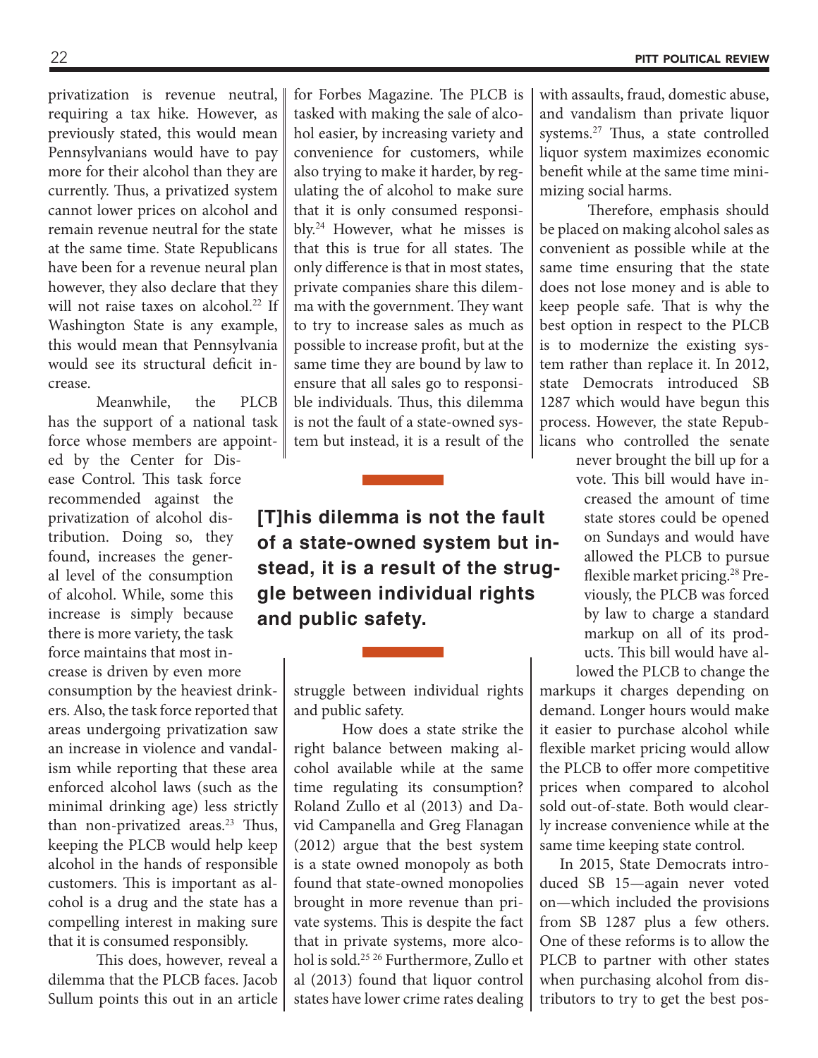privatization is revenue neutral, requiring a tax hike. However, as previously stated, this would mean Pennsylvanians would have to pay more for their alcohol than they are currently. Thus, a privatized system cannot lower prices on alcohol and remain revenue neutral for the state at the same time. State Republicans have been for a revenue neural plan however, they also declare that they will not raise taxes on alcohol.[22] If Washington State is any example, this would mean that Pennsylvania would see its structural deficit increase.

Meanwhile, the PLCB has the support of a national task force whose members are appointed by the Center for Disease Control. This task force recommended against the privatization of alcohol distribution. Doing so, they found, increases the general level of the consumption of alcohol. While, some this increase is simply because there is more variety, the task force maintains that most increase is driven by even more consumption by the heaviest drinkers. Also, the task force reported that areas undergoing privatization saw an increase in violence and vandalism while reporting that these area enforced alcohol laws (such as the minimal drinking age) less strictly than non-privatized areas.[23] Thus, keeping the PLCB would help keep alcohol in the hands of responsible customers. This is important as alcohol is a drug and the state has a compelling interest in making sure that it is consumed responsibly.

This does, however, reveal a dilemma that the PLCB faces. Jacob Sullum points this out in an article for Forbes Magazine. The PLCB is tasked with making the sale of alcohol easier, by increasing variety and convenience for customers, while also trying to make it harder, by regulating the of alcohol to make sure that it is only consumed responsibly.[24] However, what he misses is that this is true for all states. The only difference is that in most states, private companies share this dilemma with the government. They want to try to increase sales as much as possible to increase profit, but at the same time they are bound by law to ensure that all sales go to responsible individuals. Thus, this dilemma is not the fault of a state-owned system but instead, it is a result of the struggle between individual rights and public safety.

**[T]his dilemma is not the fault of a state-owned system but instead, it is a result of the struggle between individual rights and public safety.**

How does a state strike the right balance between making alcohol available while at the same time regulating its consumption? Roland Zullo et al (2013) and David Campanella and Greg Flanagan (2012) argue that the best system is a state owned monopoly as both found that state-owned monopolies brought in more revenue than private systems. This is despite the fact that in private systems, more alcohol is sold.[25 26] Furthermore, Zullo et al (2013) found that liquor control states have lower crime rates dealing with assaults, fraud, domestic abuse, and vandalism than private liquor systems.[27] Thus, a state controlled liquor system maximizes economic benefit while at the same time minimizing social harms.

Therefore, emphasis should be placed on making alcohol sales as convenient as possible while at the same time ensuring that the state does not lose money and is able to keep people safe. That is why the best option in respect to the PLCB is to modernize the existing system rather than replace it. In 2012, state Democrats introduced SB 1287 which would have begun this process. However, the state Republicans who controlled the senate never brought the bill up for a vote. This bill would have increased the amount of time state stores could be opened on Sundays and would have allowed the PLCB to pursue flexible market pricing.[28] Previously, the PLCB was forced by law to charge a standard markup on all of its products. This bill would have allowed the PLCB to change the markups it charges depending on demand. Longer hours would make it easier to purchase alcohol while flexible market pricing would allow the PLCB to offer more competitive prices when compared to alcohol sold out-of-state. Both would clearly increase convenience while at the same time keeping state control.

In 2015, State Democrats introduced SB 15—again never voted on—which included the provisions from SB 1287 plus a few others. One of these reforms is to allow the PLCB to partner with other states when purchasing alcohol from distributors to try to get the best pos-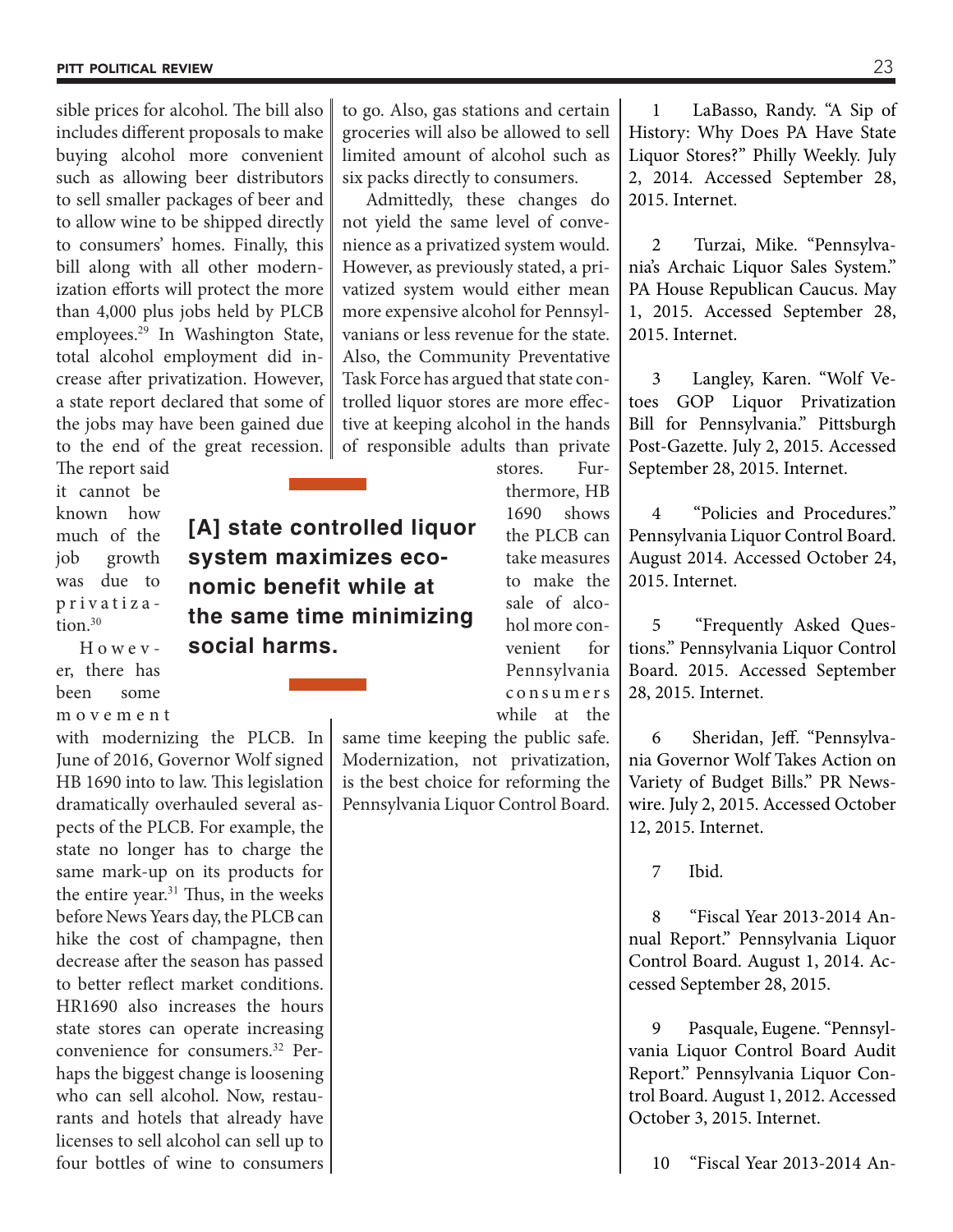sible prices for alcohol. The bill also includes different proposals to make buying alcohol more convenient such as allowing beer distributors to sell smaller packages of beer and to allow wine to be shipped directly to consumers' homes. Finally, this bill along with all other modernization efforts will protect the more than 4,000 plus jobs held by PLCB employees.[29] In Washington State, total alcohol employment did increase after privatization. However, a state report declared that some of the jobs may have been gained due to the end of the great recession. The report said it cannot be known how much of the job growth was due to privatization.[30]

However, there has been some movement with modernizing the PLCB. In June of 2016, Governor Wolf signed HB 1690 into to law. This legislation dramatically overhauled several aspects of the PLCB. For example, the state no longer has to charge the same mark-up on its products for the entire year.[31] Thus, in the weeks before News Years day, the PLCB can hike the cost of champagne, then decrease after the season has passed to better reflect market conditions. HR1690 also increases the hours state stores can operate increasing convenience for consumers.[32] Perhaps the biggest change is loosening who can sell alcohol. Now, restaurants and hotels that already have licenses to sell alcohol can sell up to four bottles of wine to consumers to go. Also, gas stations and certain groceries will also be allowed to sell limited amount of alcohol such as six packs directly to consumers.

**[A] state controlled liquor system maximizes economic benefit while at the same time minimizing social harms.**

Admittedly, these changes do not yield the same level of convenience as a privatized system would. However, as previously stated, a privatized system would either mean more expensive alcohol for Pennsylvanians or less revenue for the state. Also, the Community Preventative Task Force has argued that state controlled liquor stores are more effective at keeping alcohol in the hands of responsible adults than private stores. Furthermore, HB 1690 shows the PLCB can take measures to make the sale of alcohol more convenient for Pennsylvania consumers while at the same time keeping the public safe. Modernization, not privatization, is the best choice for reforming the Pennsylvania Liquor Control Board.

1 LaBasso, Randy. "A Sip of History: Why Does PA Have State Liquor Stores?" Philly Weekly. July 2, 2014. Accessed September 28, 2015. Internet.

2 Turzai, Mike. "Pennsylvania's Archaic Liquor Sales System." PA House Republican Caucus. May 1, 2015. Accessed September 28, 2015. Internet.

3 Langley, Karen. "Wolf Vetoes GOP Liquor Privatization Bill for Pennsylvania." Pittsburgh Post-Gazette. July 2, 2015. Accessed September 28, 2015. Internet.

4 "Policies and Procedures." Pennsylvania Liquor Control Board. August 2014. Accessed October 24, 2015. Internet.

5 "Frequently Asked Questions." Pennsylvania Liquor Control Board. 2015. Accessed September 28, 2015. Internet.

6 Sheridan, Jeff. "Pennsylvania Governor Wolf Takes Action on Variety of Budget Bills." PR Newswire. July 2, 2015. Accessed October 12, 2015. Internet.

7 Ibid.

8 "Fiscal Year 2013-2014 Annual Report." Pennsylvania Liquor Control Board. August 1, 2014. Accessed September 28, 2015.

9 Pasquale, Eugene. "Pennsylvania Liquor Control Board Audit Report." Pennsylvania Liquor Control Board. August 1, 2012. Accessed October 3, 2015. Internet.

10 "Fiscal Year 2013-2014 An-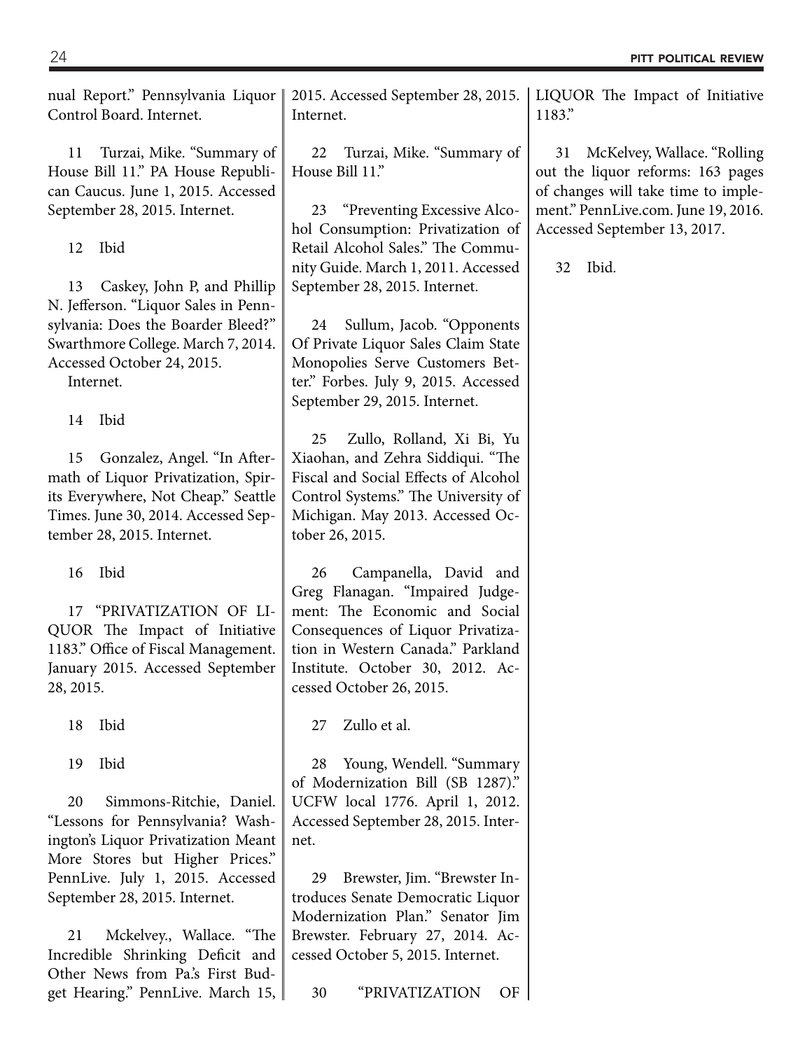nual Report." Pennsylvania Liquor Control Board. Internet.

11 Turzai, Mike. "Summary of House Bill 11." PA House Republican Caucus. June 1, 2015. Accessed September 28, 2015. Internet.

12 Ibid

13 Caskey, John P, and Phillip N. Jefferson. "Liquor Sales in Pennsylvania: Does the Boarder Bleed?" Swarthmore College. March 7, 2014. Accessed October 24, 2015.
Internet.

14 Ibid

15 Gonzalez, Angel. "In Aftermath of Liquor Privatization, Spirits Everywhere, Not Cheap." Seattle Times. June 30, 2014. Accessed September 28, 2015. Internet.

16 Ibid

17 "PRIVATIZATION OF LIQUOR The Impact of Initiative 1183." Office of Fiscal Management. January 2015. Accessed September 28, 2015.

18 Ibid

19 Ibid

20 Simmons-Ritchie, Daniel. "Lessons for Pennsylvania? Washington's Liquor Privatization Meant More Stores but Higher Prices." PennLive. July 1, 2015. Accessed September 28, 2015. Internet.

21 Mckelvey., Wallace. "The Incredible Shrinking Deficit and Other News from Pa.'s First Budget Hearing." PennLive. March 15, 2015. Accessed September 28, 2015. Internet.

22 Turzai, Mike. "Summary of House Bill 11."

23 "Preventing Excessive Alcohol Consumption: Privatization of Retail Alcohol Sales." The Community Guide. March 1, 2011. Accessed September 28, 2015. Internet.

24 Sullum, Jacob. "Opponents Of Private Liquor Sales Claim State Monopolies Serve Customers Better." Forbes. July 9, 2015. Accessed September 29, 2015. Internet.

25 Zullo, Rolland, Xi Bi, Yu Xiaohan, and Zehra Siddiqui. "The Fiscal and Social Effects of Alcohol Control Systems." The University of Michigan. May 2013. Accessed October 26, 2015.

26 Campanella, David and Greg Flanagan. "Impaired Judgement: The Economic and Social Consequences of Liquor Privatization in Western Canada." Parkland Institute. October 30, 2012. Accessed October 26, 2015.

27 Zullo et al.

28 Young, Wendell. "Summary of Modernization Bill (SB 1287)." UCFW local 1776. April 1, 2012. Accessed September 28, 2015. Internet.

29 Brewster, Jim. "Brewster Introduces Senate Democratic Liquor Modernization Plan." Senator Jim Brewster. February 27, 2014. Accessed October 5, 2015. Internet.

30 "PRIVATIZATION OF LIQUOR The Impact of Initiative 1183."

31 McKelvey, Wallace. "Rolling out the liquor reforms: 163 pages of changes will take time to implement." PennLive.com. June 19, 2016. Accessed September 13, 2017.

32 Ibid.